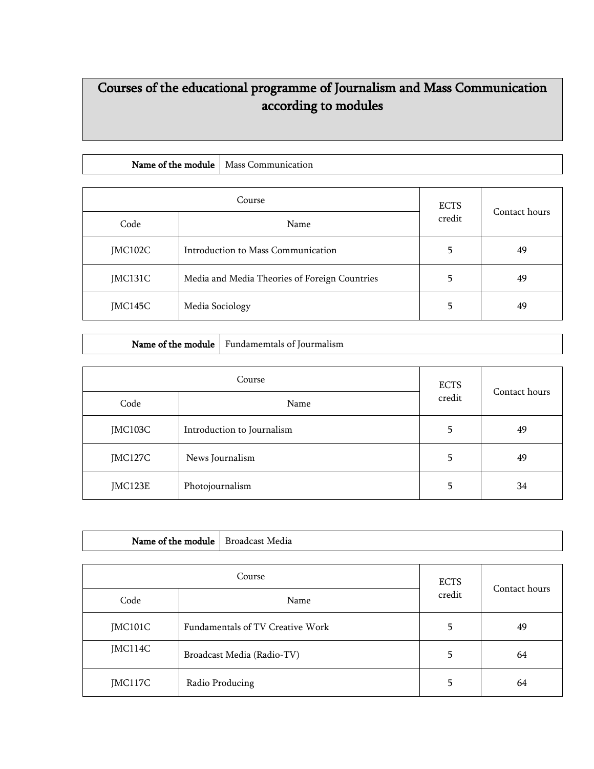# Courses of the educational programme of Journalism and Mass Communication according to modules

| **Name of the module** | Mass Communication |
|---|---|

| Course | | ECTS credit | Contact hours |
|---|---|---|---|
| Code | Name | | |
| JMC102C | Introduction to Mass Communication | 5 | 49 |
| JMC131C | Media and Media Theories of Foreign Countries | 5 | 49 |
| JMC145C | Media Sociology | 5 | 49 |

| **Name of the module** | Fundamemtals of Jourmalism |
|---|---|

| Course | | ECTS credit | Contact hours |
|---|---|---|---|
| Code | Name | | |
| JMC103C | Introduction to Journalism | 5 | 49 |
| JMC127C | News Journalism | 5 | 49 |
| JMC123E | Photojournalism | 5 | 34 |

| **Name of the module** | Broadcast Media |
|---|---|

| Course | | ECTS credit | Contact hours |
|---|---|---|---|
| Code | Name | | |
| JMC101C | Fundamentals of TV Creative Work | 5 | 49 |
| JMC114C | Broadcast Media (Radio-TV) | 5 | 64 |
| JMC117C | Radio Producing | 5 | 64 |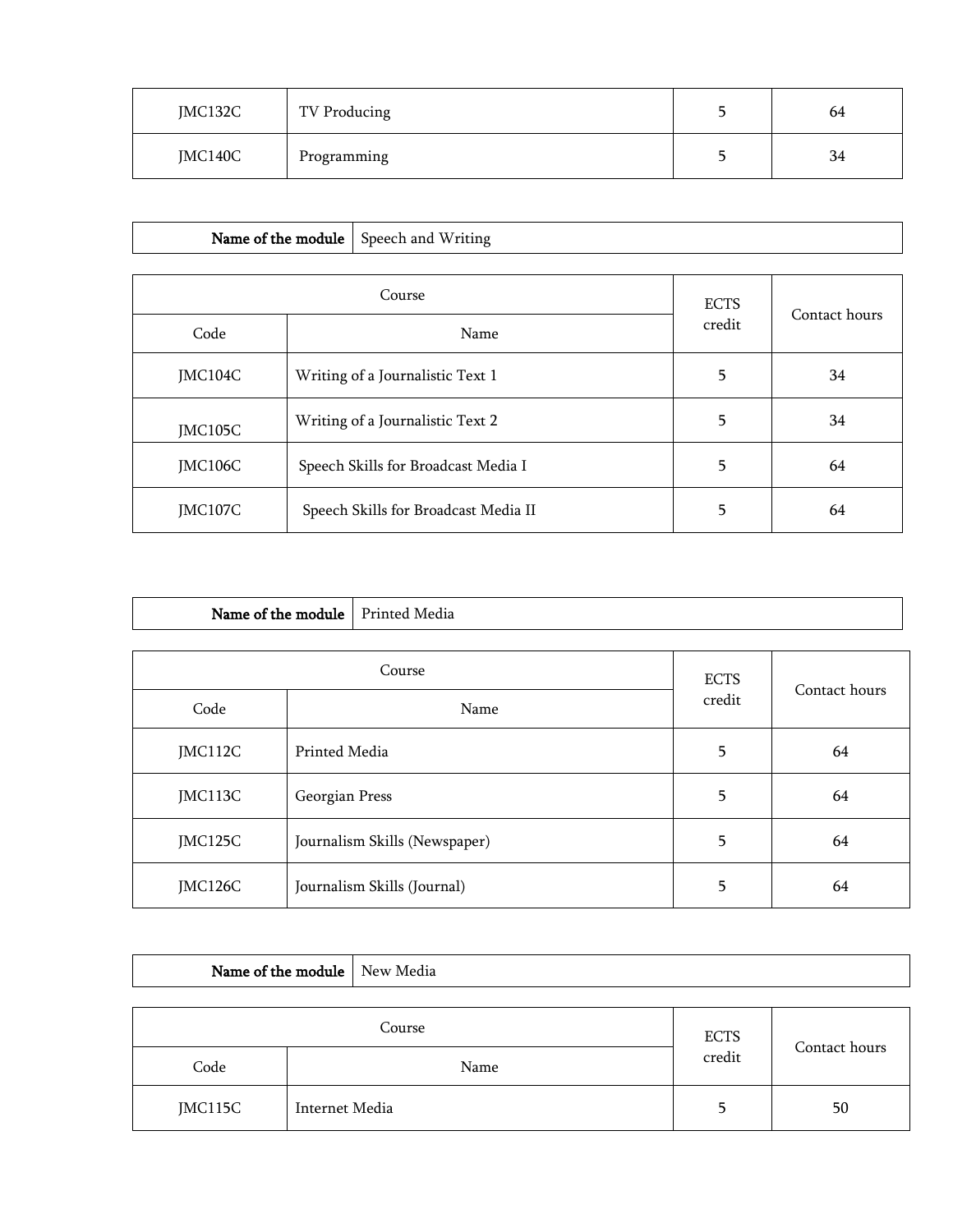| JMC132C | TV Producing | 5 | 64 |
|---|---|---|---|
| JMC140C | Programming | 5 | 34 |

| Name of the module | Speech and Writing |
|---|---|

| Course | | ECTS credit | Contact hours |
|---|---|---|---|
| Code | Name | | |
| JMC104C | Writing of a Journalistic Text 1 | 5 | 34 |
| JMC105C | Writing of a Journalistic Text 2 | 5 | 34 |
| JMC106C | Speech Skills for Broadcast Media I | 5 | 64 |
| JMC107C | Speech Skills for Broadcast Media II | 5 | 64 |

| Name of the module | Printed Media |
|---|---|

| Course | | ECTS credit | Contact hours |
|---|---|---|---|
| Code | Name | | |
| JMC112C | Printed Media | 5 | 64 |
| JMC113C | Georgian Press | 5 | 64 |
| JMC125C | Journalism Skills (Newspaper) | 5 | 64 |
| JMC126C | Journalism Skills (Journal) | 5 | 64 |

| Name of the module | New Media |
|---|---|

| Course | | ECTS credit | Contact hours |
|---|---|---|---|
| Code | Name | | |
| JMC115C | Internet Media | 5 | 50 |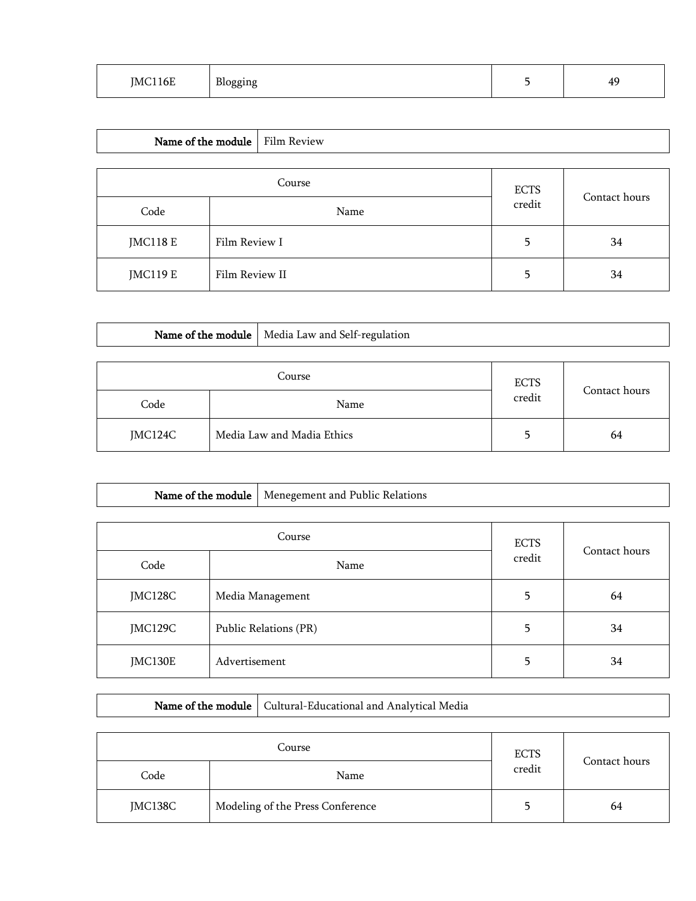| JMC116E | Blogging | 5 | 49 |
|---|---|---|---|

| **Name of the module** | Film Review |
|---|---|

| Course | | ECTS credit | Contact hours |
|---|---|---|---|
| Code | Name | | |
| JMC118 E | Film Review I | 5 | 34 |
| JMC119 E | Film Review II | 5 | 34 |

| **Name of the module** | Media Law and Self-regulation |
|---|---|

| Course | | ECTS credit | Contact hours |
|---|---|---|---|
| Code | Name | | |
| JMC124C | Media Law and Madia Ethics | 5 | 64 |

| **Name of the module** | Menegement and Public Relations |
|---|---|

| Course | | ECTS credit | Contact hours |
|---|---|---|---|
| Code | Name | | |
| JMC128C | Media Management | 5 | 64 |
| JMC129C | Public Relations (PR) | 5 | 34 |
| JMC130E | Advertisement | 5 | 34 |

| **Name of the module** | Cultural-Educational and Analytical Media |
|---|---|

| Course | | ECTS credit | Contact hours |
|---|---|---|---|
| Code | Name | | |
| JMC138C | Modeling of the Press Conference | 5 | 64 |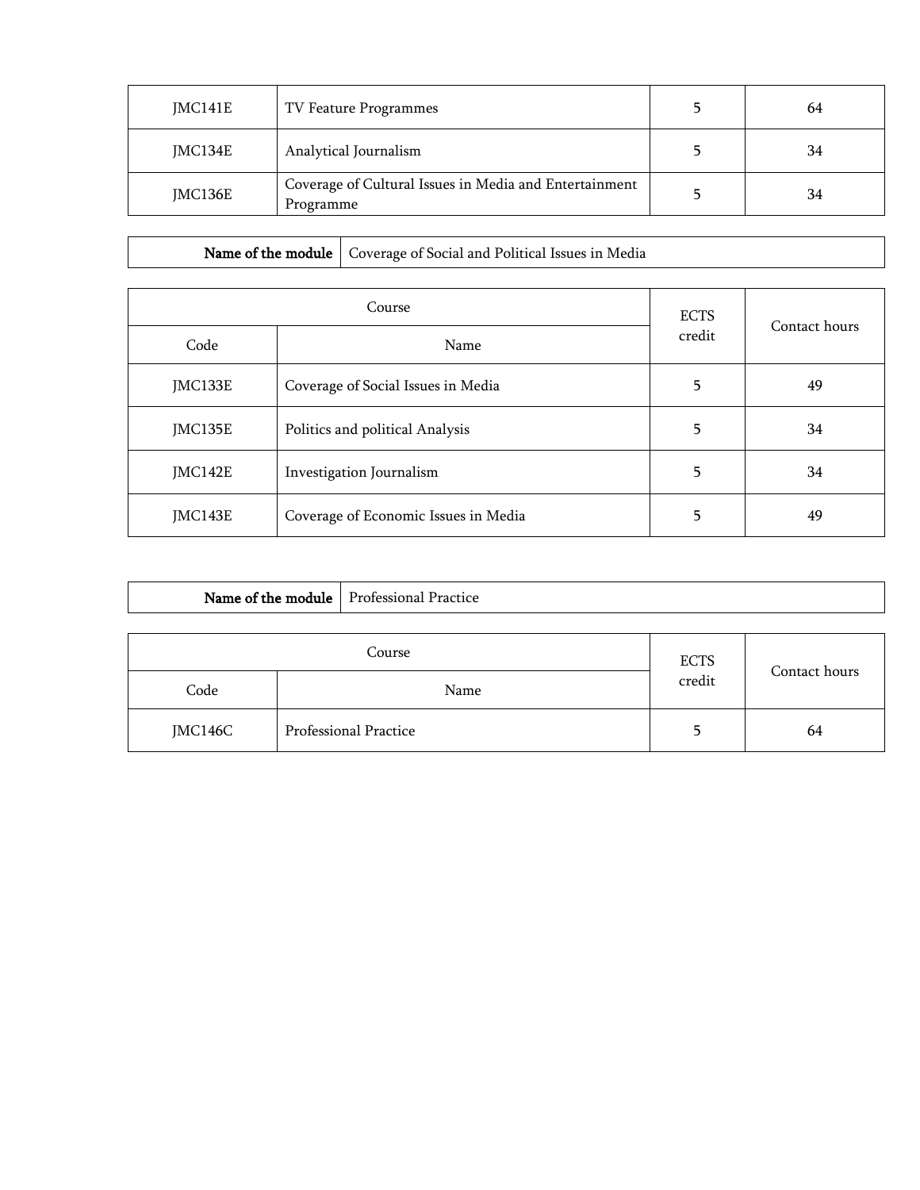| | | | |
|---|---|---|---|
| JMC141E | TV Feature Programmes | 5 | 64 |
| JMC134E | Analytical Journalism | 5 | 34 |
| JMC136E | Coverage of Cultural Issues in Media and Entertainment Programme | 5 | 34 |

| Name of the module | Coverage of Social and Political Issues in Media |
|---|---|

| Course | | ECTS credit | Contact hours |
|---|---|---|---|
| Code | Name | | |
| JMC133E | Coverage of Social Issues in Media | 5 | 49 |
| JMC135E | Politics and political Analysis | 5 | 34 |
| JMC142E | Investigation Journalism | 5 | 34 |
| JMC143E | Coverage of Economic Issues in Media | 5 | 49 |

| Name of the module | Professional Practice |
|---|---|

| Course | | ECTS credit | Contact hours |
|---|---|---|---|
| Code | Name | | |
| JMC146C | Professional Practice | 5 | 64 |